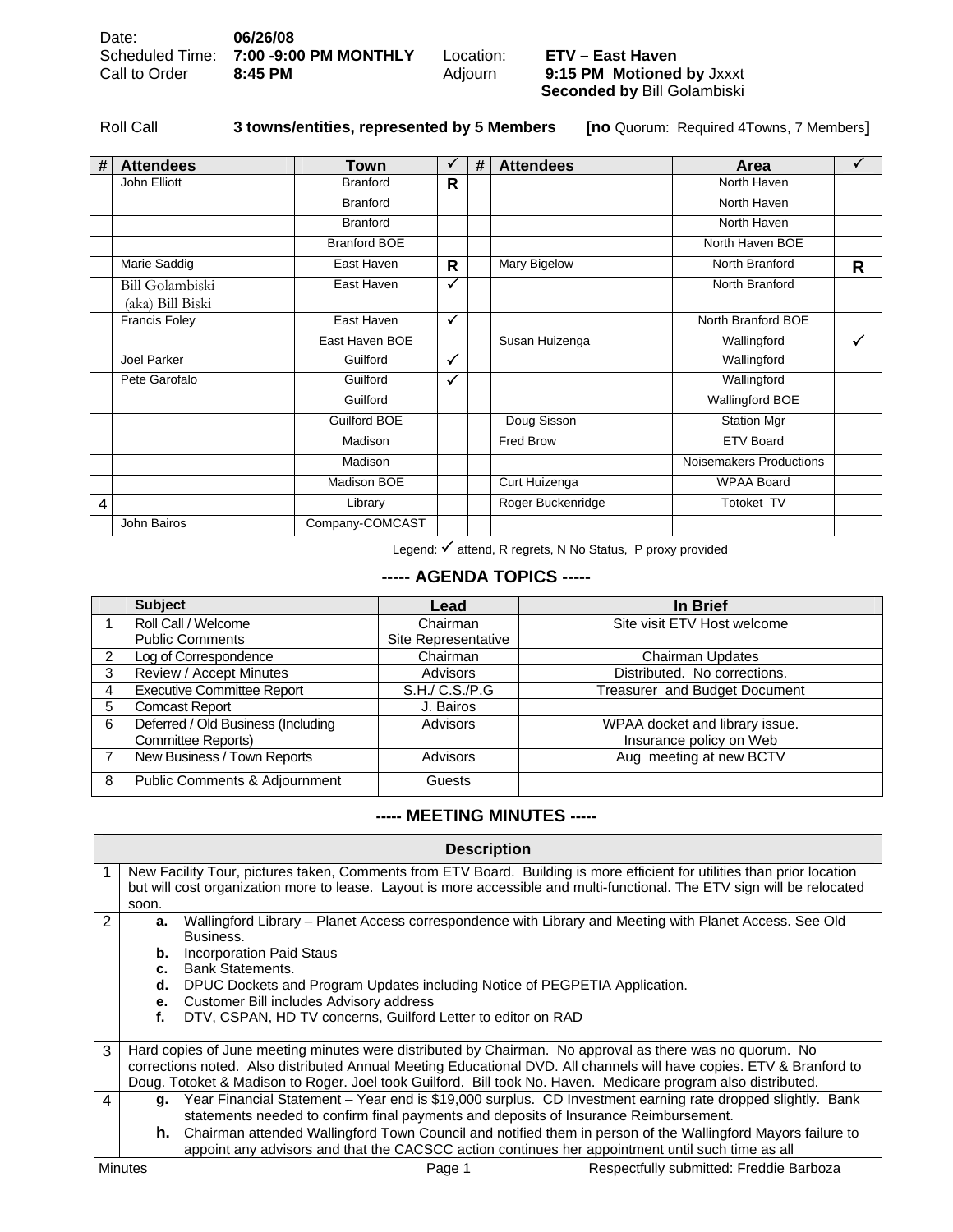| | | | |
|---|---|---|---|
| Date: | **06/26/08** | | |
| Scheduled Time: | **7:00 -9:00 PM MONTHLY** | Location: | **ETV – East Haven** |
| Call to Order | **8:45 PM** | Adjourn | **9:15 PM Motioned by** Jxxxt **Seconded by** Bill Golambiski |

Roll Call **3 towns/entities, represented by 5 Members** **[no** Quorum: Required 4Towns, 7 Members**]**

| # | Attendees | Town | ✓ | # | Attendees | Area | ✓ |
|---|---|---|---|---|---|---|---|
| | John Elliott | Branford | R | | | North Haven | |
| | | Branford | | | | North Haven | |
| | | Branford | | | | North Haven | |
| | | Branford BOE | | | | North Haven BOE | |
| | Marie Saddig | East Haven | R | | Mary Bigelow | North Branford | R |
| | Bill Golambiski (aka) Bill Biski | East Haven | ✓ | | | North Branford | |
| | Francis Foley | East Haven | ✓ | | | North Branford BOE | |
| | | East Haven BOE | | | Susan Huizenga | Wallingford | ✓ |
| | Joel Parker | Guilford | ✓ | | | Wallingford | |
| | Pete Garofalo | Guilford | ✓ | | | Wallingford | |
| | | Guilford | | | | Wallingford BOE | |
| | | Guilford BOE | | | Doug Sisson | Station Mgr | |
| | | Madison | | | Fred Brow | ETV Board | |
| | | Madison | | | | Noisemakers Productions | |
| | | Madison BOE | | | Curt Huizenga | WPAA Board | |
| 4 | | Library | | | Roger Buckenridge | Totoket TV | |
| | John Bairos | Company-COMCAST | | | | | |

Legend: ✓ attend, R regrets, N No Status, P proxy provided

## ----- AGENDA TOPICS -----

| | Subject | Lead | In Brief |
|---|---|---|---|
| 1 | Roll Call / Welcome<br>Public Comments | Chairman<br>Site Representative | Site visit ETV Host welcome |
| 2 | Log of Correspondence | Chairman | Chairman Updates |
| 3 | Review / Accept Minutes | Advisors | Distributed. No corrections. |
| 4 | Executive Committee Report | S.H./ C.S./P.G | Treasurer and Budget Document |
| 5 | Comcast Report | J. Bairos | |
| 6 | Deferred / Old Business (Including Committee Reports) | Advisors | WPAA docket and library issue.<br>Insurance policy on Web |
| 7 | New Business / Town Reports | Advisors | Aug meeting at new BCTV |
| 8 | Public Comments & Adjournment | Guests | |

## ----- MEETING MINUTES -----

| | Description |
|---|---|
| 1 | New Facility Tour, pictures taken, Comments from ETV Board. Building is more efficient for utilities than prior location but will cost organization more to lease. Layout is more accessible and multi-functional. The ETV sign will be relocated soon. |
| 2 | **a.** Wallingford Library – Planet Access correspondence with Library and Meeting with Planet Access. See Old Business.<br>**b.** Incorporation Paid Staus<br>**c.** Bank Statements.<br>**d.** DPUC Dockets and Program Updates including Notice of PEGPETIA Application.<br>**e.** Customer Bill includes Advisory address<br>**f.** DTV, CSPAN, HD TV concerns, Guilford Letter to editor on RAD |
| 3 | Hard copies of June meeting minutes were distributed by Chairman. No approval as there was no quorum. No corrections noted. Also distributed Annual Meeting Educational DVD. All channels will have copies. ETV & Branford to Doug. Totoket & Madison to Roger. Joel took Guilford. Bill took No. Haven. Medicare program also distributed. |
| 4 | **g.** Year Financial Statement – Year end is $19,000 surplus. CD Investment earning rate dropped slightly. Bank statements needed to confirm final payments and deposits of Insurance Reimbursement.<br>**h.** Chairman attended Wallingford Town Council and notified them in person of the Wallingford Mayors failure to appoint any advisors and that the CACSCC action continues her appointment until such time as all |

Respectfully submitted: Freddie Barboza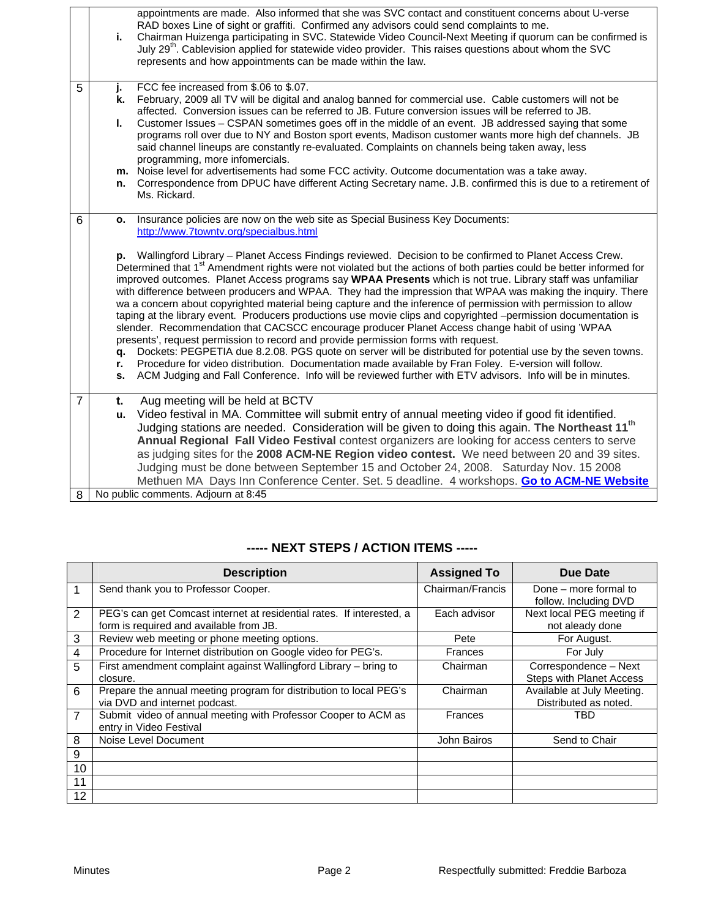| | |
|---|---|
| | appointments are made. Also informed that she was SVC contact and constituent concerns about U-verse RAD boxes Line of sight or graffiti. Confirmed any advisors could send complaints to me.<br>**i.** Chairman Huizenga participating in SVC. Statewide Video Council-Next Meeting if quorum can be confirmed is July 29th. Cablevision applied for statewide video provider. This raises questions about whom the SVC represents and how appointments can be made within the law. |
| 5 | **j.** FCC fee increased from $.06 to $.07.<br>**k.** February, 2009 all TV will be digital and analog banned for commercial use. Cable customers will not be affected. Conversion issues can be referred to JB. Future conversion issues will be referred to JB.<br>**l.** Customer Issues – CSPAN sometimes goes off in the middle of an event. JB addressed saying that some programs roll over due to NY and Boston sport events, Madison customer wants more high def channels. JB said channel lineups are constantly re-evaluated. Complaints on channels being taken away, less programming, more infomercials.<br>**m.** Noise level for advertisements had some FCC activity. Outcome documentation was a take away.<br>**n.** Correspondence from DPUC have different Acting Secretary name. J.B. confirmed this is due to a retirement of Ms. Rickard. |
| 6 | **o.** Insurance policies are now on the web site as Special Business Key Documents: http://www.7towntv.org/specialbus.html<br><br>**p.** Wallingford Library – Planet Access Findings reviewed. Decision to be confirmed to Planet Access Crew. Determined that 1st Amendment rights were not violated but the actions of both parties could be better informed for improved outcomes. Planet Access programs say **WPAA Presents** which is not true. Library staff was unfamiliar with difference between producers and WPAA. They had the impression that WPAA was making the inquiry. There wa a concern about copyrighted material being capture and the inference of permission with permission to allow taping at the library event. Producers productions use movie clips and copyrighted –permission documentation is slender. Recommendation that CACSCC encourage producer Planet Access change habit of using 'WPAA presents', request permission to record and provide permission forms with request.<br>**q.** Dockets: PEGPETIA due 8.2.08. PGS quote on server will be distributed for potential use by the seven towns.<br>**r.** Procedure for video distribution. Documentation made available by Fran Foley. E-version will follow.<br>**s.** ACM Judging and Fall Conference. Info will be reviewed further with ETV advisors. Info will be in minutes. |
| 7 | **t.** Aug meeting will be held at BCTV<br>**u.** Video festival in MA. Committee will submit entry of annual meeting video if good fit identified. Judging stations are needed. Consideration will be given to doing this again. **The Northeast 11th Annual Regional Fall Video Festival** contest organizers are looking for access centers to serve as judging sites for the **2008 ACM-NE Region video contest.** We need between 20 and 39 sites. Judging must be done between September 15 and October 24, 2008. Saturday Nov. 15 2008 Methuen MA Days Inn Conference Center. Set. 5 deadline. 4 workshops. **Go to ACM-NE Website** |
| 8 | No public comments. Adjourn at 8:45 |

## ----- NEXT STEPS / ACTION ITEMS -----

| | Description | Assigned To | Due Date |
|---|---|---|---|
| 1 | Send thank you to Professor Cooper. | Chairman/Francis | Done – more formal to follow. Including DVD |
| 2 | PEG's can get Comcast internet at residential rates. If interested, a form is required and available from JB. | Each advisor | Next local PEG meeting if not aleady done |
| 3 | Review web meeting or phone meeting options. | Pete | For August. |
| 4 | Procedure for Internet distribution on Google video for PEG's. | Frances | For July |
| 5 | First amendment complaint against Wallingford Library – bring to closure. | Chairman | Correspondence – Next Steps with Planet Access |
| 6 | Prepare the annual meeting program for distribution to local PEG's via DVD and internet podcast. | Chairman | Available at July Meeting. Distributed as noted. |
| 7 | Submit video of annual meeting with Professor Cooper to ACM as entry in Video Festival | Frances | TBD |
| 8 | Noise Level Document | John Bairos | Send to Chair |
| 9 | | | |
| 10 | | | |
| 11 | | | |
| 12 | | | |

Minutes

Respectfully submitted: Freddie Barboza